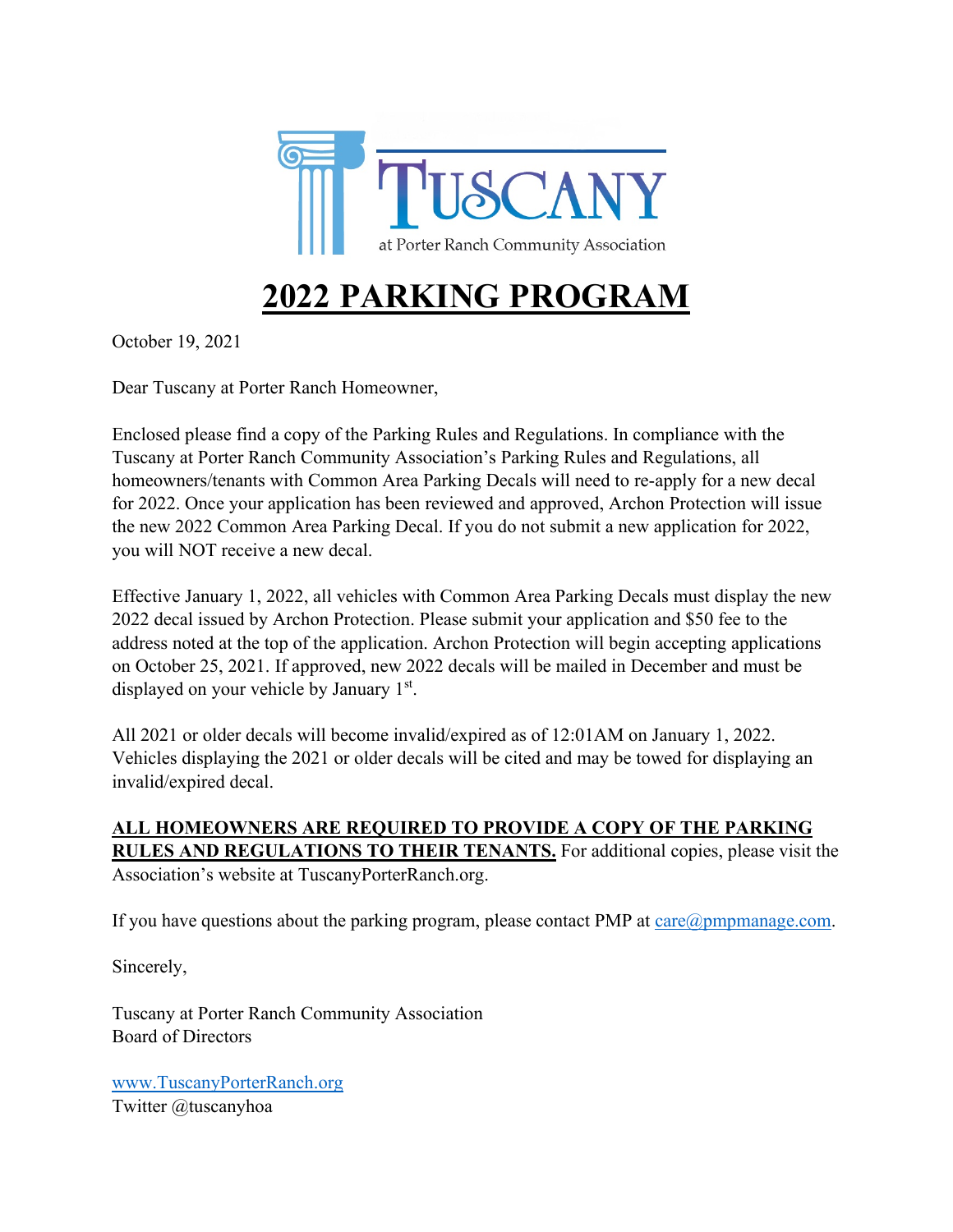TUSCANY

at Porter Ranch Community Association

# 2022 PARKING PROGRAM

October 19, 2021

Dear Tuscany at Porter Ranch Homeowner,

Enclosed please find a copy of the Parking Rules and Regulations. In compliance with the Tuscany at Porter Ranch Community Association's Parking Rules and Regulations, all homeowners/tenants with Common Area Parking Decals will need to re-apply for a new decal for 2022. Once your application has been reviewed and approved, Archon Protection will issue the new 2022 Common Area Parking Decal. If you do not submit a new application for 2022, you will NOT receive a new decal.

Effective January 1, 2022, all vehicles with Common Area Parking Decals must display the new 2022 decal issued by Archon Protection. Please submit your application and $50 fee to the address noted at the top of the application. Archon Protection will begin accepting applications on October 25, 2021. If approved, new 2022 decals will be mailed in December and must be displayed on your vehicle by January 1st.

All 2021 or older decals will become invalid/expired as of 12:01AM on January 1, 2022. Vehicles displaying the 2021 or older decals will be cited and may be towed for displaying an invalid/expired decal.

**ALL HOMEOWNERS ARE REQUIRED TO PROVIDE A COPY OF THE PARKING RULES AND REGULATIONS TO THEIR TENANTS.** For additional copies, please visit the Association's website at TuscanyPorterRanch.org.

If you have questions about the parking program, please contact PMP at care@pmpmanage.com.

Sincerely,

Tuscany at Porter Ranch Community Association
Board of Directors

www.TuscanyPorterRanch.org
Twitter @tuscanyhoa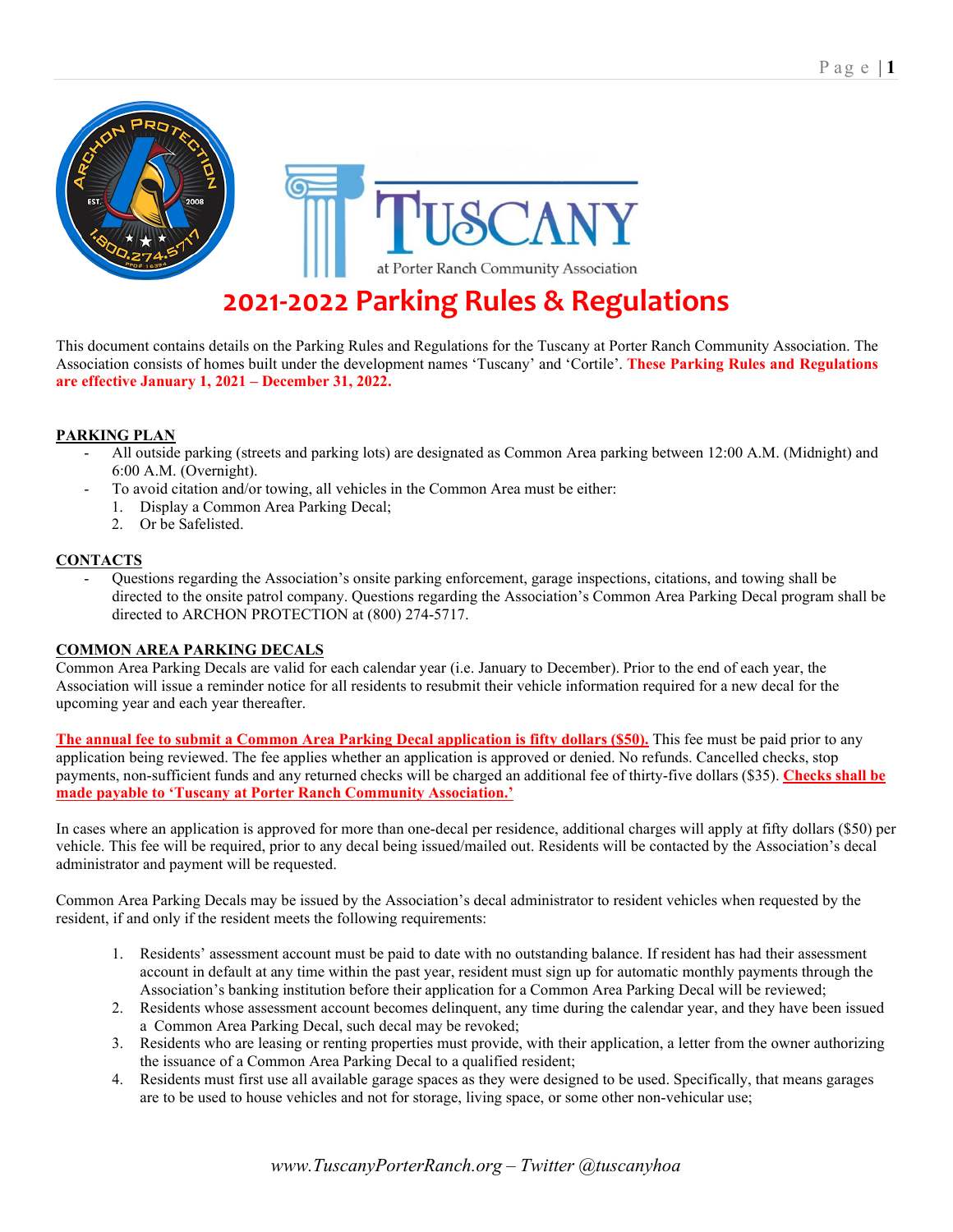# 2021-2022 Parking Rules & Regulations

This document contains details on the Parking Rules and Regulations for the Tuscany at Porter Ranch Community Association. The Association consists of homes built under the development names 'Tuscany' and 'Cortile'. **These Parking Rules and Regulations are effective January 1, 2021 – December 31, 2022.**

## PARKING PLAN

- All outside parking (streets and parking lots) are designated as Common Area parking between 12:00 A.M. (Midnight) and 6:00 A.M. (Overnight).
- To avoid citation and/or towing, all vehicles in the Common Area must be either:
  1. Display a Common Area Parking Decal;
  2. Or be Safelisted.

## CONTACTS

- Questions regarding the Association's onsite parking enforcement, garage inspections, citations, and towing shall be directed to the onsite patrol company. Questions regarding the Association's Common Area Parking Decal program shall be directed to ARCHON PROTECTION at (800) 274-5717.

## COMMON AREA PARKING DECALS

Common Area Parking Decals are valid for each calendar year (i.e. January to December). Prior to the end of each year, the Association will issue a reminder notice for all residents to resubmit their vehicle information required for a new decal for the upcoming year and each year thereafter.

**The annual fee to submit a Common Area Parking Decal application is fifty dollars ($50).** This fee must be paid prior to any application being reviewed. The fee applies whether an application is approved or denied. No refunds. Cancelled checks, stop payments, non-sufficient funds and any returned checks will be charged an additional fee of thirty-five dollars ($35). **Checks shall be made payable to 'Tuscany at Porter Ranch Community Association.'**

In cases where an application is approved for more than one-decal per residence, additional charges will apply at fifty dollars ($50) per vehicle. This fee will be required, prior to any decal being issued/mailed out. Residents will be contacted by the Association's decal administrator and payment will be requested.

Common Area Parking Decals may be issued by the Association's decal administrator to resident vehicles when requested by the resident, if and only if the resident meets the following requirements:

1. Residents' assessment account must be paid to date with no outstanding balance. If resident has had their assessment account in default at any time within the past year, resident must sign up for automatic monthly payments through the Association's banking institution before their application for a Common Area Parking Decal will be reviewed;
2. Residents whose assessment account becomes delinquent, any time during the calendar year, and they have been issued a Common Area Parking Decal, such decal may be revoked;
3. Residents who are leasing or renting properties must provide, with their application, a letter from the owner authorizing the issuance of a Common Area Parking Decal to a qualified resident;
4. Residents must first use all available garage spaces as they were designed to be used. Specifically, that means garages are to be used to house vehicles and not for storage, living space, or some other non-vehicular use;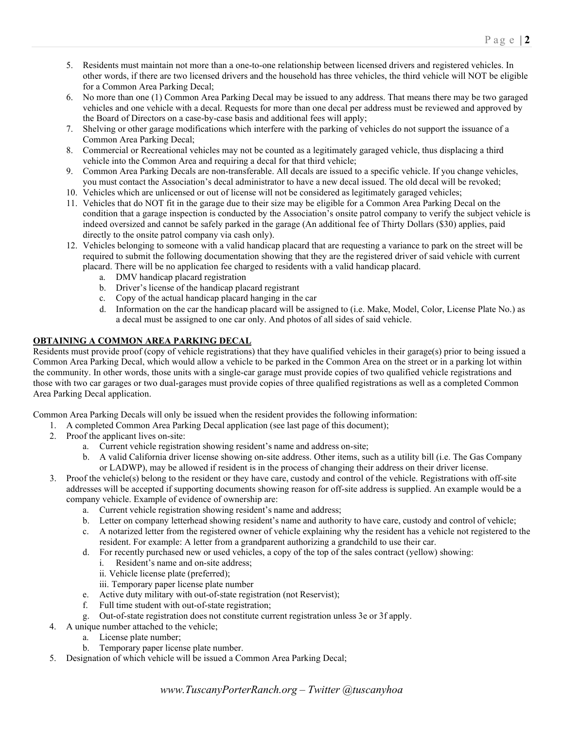5. Residents must maintain not more than a one-to-one relationship between licensed drivers and registered vehicles. In other words, if there are two licensed drivers and the household has three vehicles, the third vehicle will NOT be eligible for a Common Area Parking Decal;
6. No more than one (1) Common Area Parking Decal may be issued to any address. That means there may be two garaged vehicles and one vehicle with a decal. Requests for more than one decal per address must be reviewed and approved by the Board of Directors on a case-by-case basis and additional fees will apply;
7. Shelving or other garage modifications which interfere with the parking of vehicles do not support the issuance of a Common Area Parking Decal;
8. Commercial or Recreational vehicles may not be counted as a legitimately garaged vehicle, thus displacing a third vehicle into the Common Area and requiring a decal for that third vehicle;
9. Common Area Parking Decals are non-transferable. All decals are issued to a specific vehicle. If you change vehicles, you must contact the Association's decal administrator to have a new decal issued. The old decal will be revoked;
10. Vehicles which are unlicensed or out of license will not be considered as legitimately garaged vehicles;
11. Vehicles that do NOT fit in the garage due to their size may be eligible for a Common Area Parking Decal on the condition that a garage inspection is conducted by the Association's onsite patrol company to verify the subject vehicle is indeed oversized and cannot be safely parked in the garage (An additional fee of Thirty Dollars ($30) applies, paid directly to the onsite patrol company via cash only).
12. Vehicles belonging to someone with a valid handicap placard that are requesting a variance to park on the street will be required to submit the following documentation showing that they are the registered driver of said vehicle with current placard. There will be no application fee charged to residents with a valid handicap placard.
    a. DMV handicap placard registration
    b. Driver's license of the handicap placard registrant
    c. Copy of the actual handicap placard hanging in the car
    d. Information on the car the handicap placard will be assigned to (i.e. Make, Model, Color, License Plate No.) as a decal must be assigned to one car only. And photos of all sides of said vehicle.

**<u>OBTAINING A COMMON AREA PARKING DECAL</u>**

Residents must provide proof (copy of vehicle registrations) that they have qualified vehicles in their garage(s) prior to being issued a Common Area Parking Decal, which would allow a vehicle to be parked in the Common Area on the street or in a parking lot within the community. In other words, those units with a single-car garage must provide copies of two qualified vehicle registrations and those with two car garages or two dual-garages must provide copies of three qualified registrations as well as a completed Common Area Parking Decal application.

Common Area Parking Decals will only be issued when the resident provides the following information:

1. A completed Common Area Parking Decal application (see last page of this document);
2. Proof the applicant lives on-site:
    a. Current vehicle registration showing resident's name and address on-site;
    b. A valid California driver license showing on-site address. Other items, such as a utility bill (i.e. The Gas Company or LADWP), may be allowed if resident is in the process of changing their address on their driver license.
3. Proof the vehicle(s) belong to the resident or they have care, custody and control of the vehicle. Registrations with off-site addresses will be accepted if supporting documents showing reason for off-site address is supplied. An example would be a company vehicle. Example of evidence of ownership are:
    a. Current vehicle registration showing resident's name and address;
    b. Letter on company letterhead showing resident's name and authority to have care, custody and control of vehicle;
    c. A notarized letter from the registered owner of vehicle explaining why the resident has a vehicle not registered to the resident. For example: A letter from a grandparent authorizing a grandchild to use their car.
    d. For recently purchased new or used vehicles, a copy of the top of the sales contract (yellow) showing:
        i. Resident's name and on-site address;
        ii. Vehicle license plate (preferred);
        iii. Temporary paper license plate number
    e. Active duty military with out-of-state registration (not Reservist);
    f. Full time student with out-of-state registration;
    g. Out-of-state registration does not constitute current registration unless 3e or 3f apply.
4. A unique number attached to the vehicle;
    a. License plate number;
    b. Temporary paper license plate number.
5. Designation of which vehicle will be issued a Common Area Parking Decal;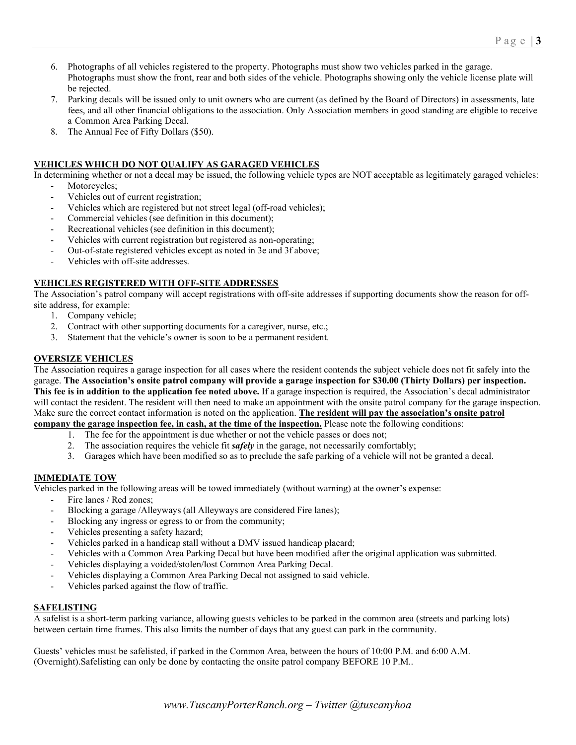6. Photographs of all vehicles registered to the property. Photographs must show two vehicles parked in the garage. Photographs must show the front, rear and both sides of the vehicle. Photographs showing only the vehicle license plate will be rejected.
7. Parking decals will be issued only to unit owners who are current (as defined by the Board of Directors) in assessments, late fees, and all other financial obligations to the association. Only Association members in good standing are eligible to receive a Common Area Parking Decal.
8. The Annual Fee of Fifty Dollars ($50).

## VEHICLES WHICH DO NOT QUALIFY AS GARAGED VEHICLES

In determining whether or not a decal may be issued, the following vehicle types are NOT acceptable as legitimately garaged vehicles:

- Motorcycles;
- Vehicles out of current registration;
- Vehicles which are registered but not street legal (off-road vehicles);
- Commercial vehicles (see definition in this document);
- Recreational vehicles (see definition in this document);
- Vehicles with current registration but registered as non-operating;
- Out-of-state registered vehicles except as noted in 3e and 3f above;
- Vehicles with off-site addresses.

## VEHICLES REGISTERED WITH OFF-SITE ADDRESSES

The Association's patrol company will accept registrations with off-site addresses if supporting documents show the reason for off-site address, for example:

1. Company vehicle;
2. Contract with other supporting documents for a caregiver, nurse, etc.;
3. Statement that the vehicle's owner is soon to be a permanent resident.

## OVERSIZE VEHICLES

The Association requires a garage inspection for all cases where the resident contends the subject vehicle does not fit safely into the garage. **The Association's onsite patrol company will provide a garage inspection for $30.00 (Thirty Dollars) per inspection. This fee is in addition to the application fee noted above.** If a garage inspection is required, the Association's decal administrator will contact the resident. The resident will then need to make an appointment with the onsite patrol company for the garage inspection. Make sure the correct contact information is noted on the application. **The resident will pay the association's onsite patrol company the garage inspection fee, in cash, at the time of the inspection.** Please note the following conditions:

1. The fee for the appointment is due whether or not the vehicle passes or does not;
2. The association requires the vehicle fit ***safely*** in the garage, not necessarily comfortably;
3. Garages which have been modified so as to preclude the safe parking of a vehicle will not be granted a decal.

## IMMEDIATE TOW

Vehicles parked in the following areas will be towed immediately (without warning) at the owner's expense:

- Fire lanes / Red zones;
- Blocking a garage /Alleyways (all Alleyways are considered Fire lanes);
- Blocking any ingress or egress to or from the community;
- Vehicles presenting a safety hazard;
- Vehicles parked in a handicap stall without a DMV issued handicap placard;
- Vehicles with a Common Area Parking Decal but have been modified after the original application was submitted.
- Vehicles displaying a voided/stolen/lost Common Area Parking Decal.
- Vehicles displaying a Common Area Parking Decal not assigned to said vehicle.
- Vehicles parked against the flow of traffic.

## SAFELISTING

A safelist is a short-term parking variance, allowing guests vehicles to be parked in the common area (streets and parking lots) between certain time frames. This also limits the number of days that any guest can park in the community.

Guests' vehicles must be safelisted, if parked in the Common Area, between the hours of 10:00 P.M. and 6:00 A.M. (Overnight).Safelisting can only be done by contacting the onsite patrol company BEFORE 10 P.M..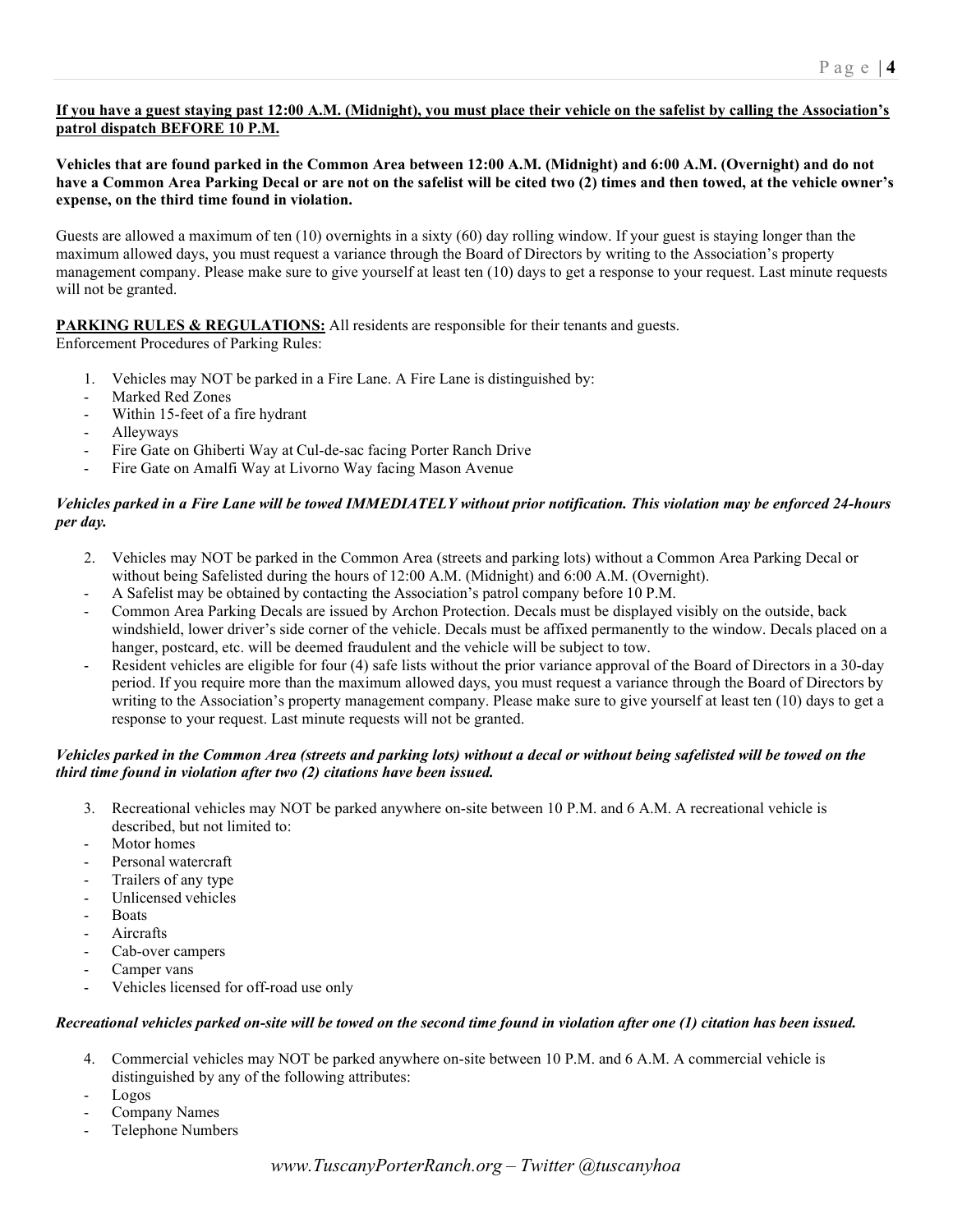**<u>If you have a guest staying past 12:00 A.M. (Midnight), you must place their vehicle on the safelist by calling the Association's patrol dispatch BEFORE 10 P.M.</u>**

**Vehicles that are found parked in the Common Area between 12:00 A.M. (Midnight) and 6:00 A.M. (Overnight) and do not have a Common Area Parking Decal or are not on the safelist will be cited two (2) times and then towed, at the vehicle owner's expense, on the third time found in violation.**

Guests are allowed a maximum of ten (10) overnights in a sixty (60) day rolling window. If your guest is staying longer than the maximum allowed days, you must request a variance through the Board of Directors by writing to the Association's property management company. Please make sure to give yourself at least ten (10) days to get a response to your request. Last minute requests will not be granted.

**<u>PARKING RULES & REGULATIONS:</u>** All residents are responsible for their tenants and guests.
Enforcement Procedures of Parking Rules:

1. Vehicles may NOT be parked in a Fire Lane. A Fire Lane is distinguished by:
   - Marked Red Zones
   - Within 15-feet of a fire hydrant
   - Alleyways
   - Fire Gate on Ghiberti Way at Cul-de-sac facing Porter Ranch Drive
   - Fire Gate on Amalfi Way at Livorno Way facing Mason Avenue

***Vehicles parked in a Fire Lane will be towed IMMEDIATELY without prior notification. This violation may be enforced 24-hours per day.***

2. Vehicles may NOT be parked in the Common Area (streets and parking lots) without a Common Area Parking Decal or without being Safelisted during the hours of 12:00 A.M. (Midnight) and 6:00 A.M. (Overnight).
   - A Safelist may be obtained by contacting the Association's patrol company before 10 P.M.
   - Common Area Parking Decals are issued by Archon Protection. Decals must be displayed visibly on the outside, back windshield, lower driver's side corner of the vehicle. Decals must be affixed permanently to the window. Decals placed on a hanger, postcard, etc. will be deemed fraudulent and the vehicle will be subject to tow.
   - Resident vehicles are eligible for four (4) safe lists without the prior variance approval of the Board of Directors in a 30-day period. If you require more than the maximum allowed days, you must request a variance through the Board of Directors by writing to the Association's property management company. Please make sure to give yourself at least ten (10) days to get a response to your request. Last minute requests will not be granted.

***Vehicles parked in the Common Area (streets and parking lots) without a decal or without being safelisted will be towed on the third time found in violation after two (2) citations have been issued.***

3. Recreational vehicles may NOT be parked anywhere on-site between 10 P.M. and 6 A.M. A recreational vehicle is described, but not limited to:
   - Motor homes
   - Personal watercraft
   - Trailers of any type
   - Unlicensed vehicles
   - Boats
   - Aircrafts
   - Cab-over campers
   - Camper vans
   - Vehicles licensed for off-road use only

***Recreational vehicles parked on-site will be towed on the second time found in violation after one (1) citation has been issued.***

4. Commercial vehicles may NOT be parked anywhere on-site between 10 P.M. and 6 A.M. A commercial vehicle is distinguished by any of the following attributes:
   - Logos
   - Company Names
   - Telephone Numbers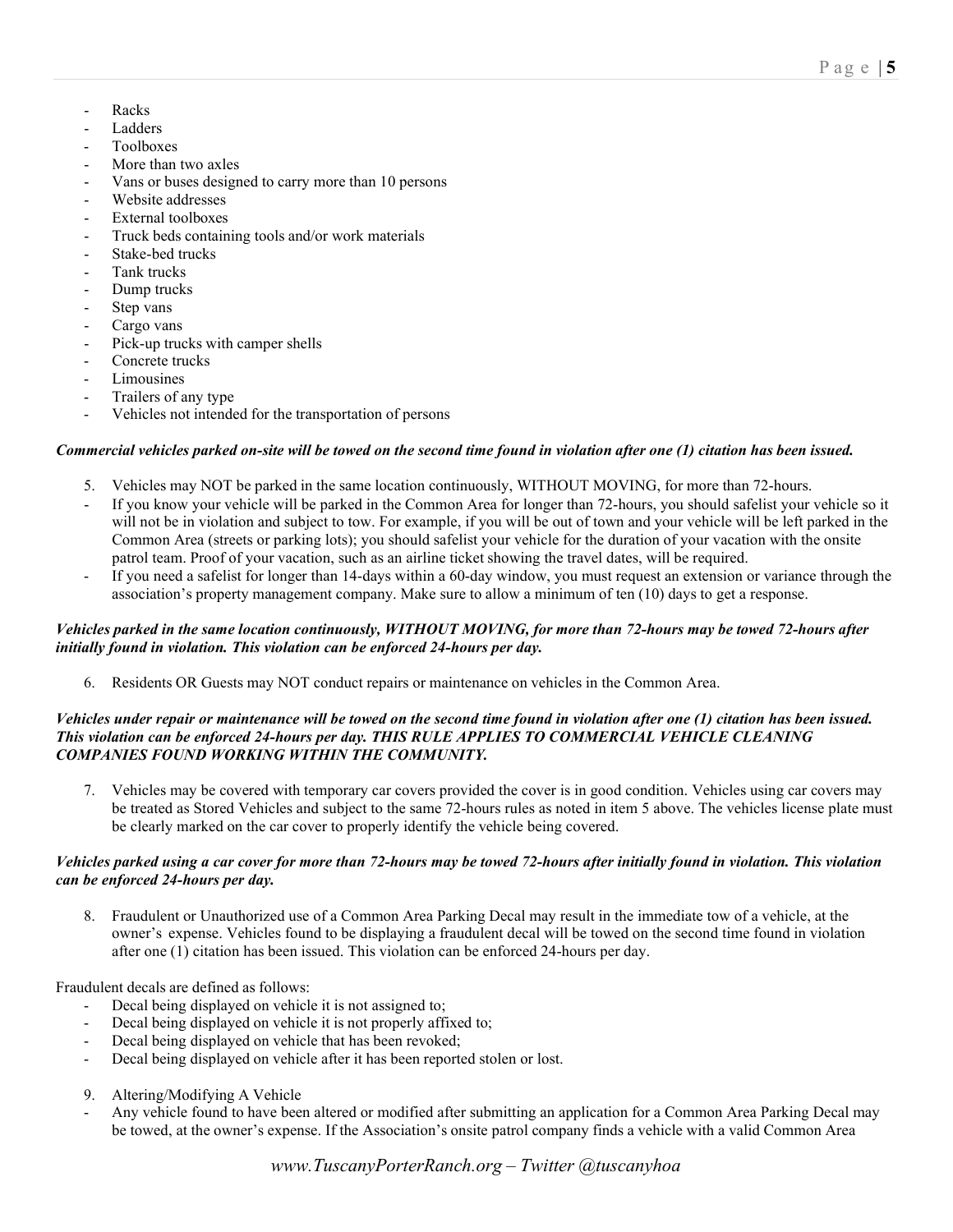- Racks
- Ladders
- Toolboxes
- More than two axles
- Vans or buses designed to carry more than 10 persons
- Website addresses
- External toolboxes
- Truck beds containing tools and/or work materials
- Stake-bed trucks
- Tank trucks
- Dump trucks
- Step vans
- Cargo vans
- Pick-up trucks with camper shells
- Concrete trucks
- Limousines
- Trailers of any type
- Vehicles not intended for the transportation of persons

***Commercial vehicles parked on-site will be towed on the second time found in violation after one (1) citation has been issued.***

5. Vehicles may NOT be parked in the same location continuously, WITHOUT MOVING, for more than 72-hours.

- If you know your vehicle will be parked in the Common Area for longer than 72-hours, you should safelist your vehicle so it will not be in violation and subject to tow. For example, if you will be out of town and your vehicle will be left parked in the Common Area (streets or parking lots); you should safelist your vehicle for the duration of your vacation with the onsite patrol team. Proof of your vacation, such as an airline ticket showing the travel dates, will be required.
- If you need a safelist for longer than 14-days within a 60-day window, you must request an extension or variance through the association's property management company. Make sure to allow a minimum of ten (10) days to get a response.

***Vehicles parked in the same location continuously, WITHOUT MOVING, for more than 72-hours may be towed 72-hours after initially found in violation. This violation can be enforced 24-hours per day.***

6. Residents OR Guests may NOT conduct repairs or maintenance on vehicles in the Common Area.

***Vehicles under repair or maintenance will be towed on the second time found in violation after one (1) citation has been issued. This violation can be enforced 24-hours per day. THIS RULE APPLIES TO COMMERCIAL VEHICLE CLEANING COMPANIES FOUND WORKING WITHIN THE COMMUNITY.***

7. Vehicles may be covered with temporary car covers provided the cover is in good condition. Vehicles using car covers may be treated as Stored Vehicles and subject to the same 72-hours rules as noted in item 5 above. The vehicles license plate must be clearly marked on the car cover to properly identify the vehicle being covered.

***Vehicles parked using a car cover for more than 72-hours may be towed 72-hours after initially found in violation. This violation can be enforced 24-hours per day.***

8. Fraudulent or Unauthorized use of a Common Area Parking Decal may result in the immediate tow of a vehicle, at the owner's expense. Vehicles found to be displaying a fraudulent decal will be towed on the second time found in violation after one (1) citation has been issued. This violation can be enforced 24-hours per day.

Fraudulent decals are defined as follows:

- Decal being displayed on vehicle it is not assigned to;
- Decal being displayed on vehicle it is not properly affixed to;
- Decal being displayed on vehicle that has been revoked;
- Decal being displayed on vehicle after it has been reported stolen or lost.

9. Altering/Modifying A Vehicle

- Any vehicle found to have been altered or modified after submitting an application for a Common Area Parking Decal may be towed, at the owner's expense. If the Association's onsite patrol company finds a vehicle with a valid Common Area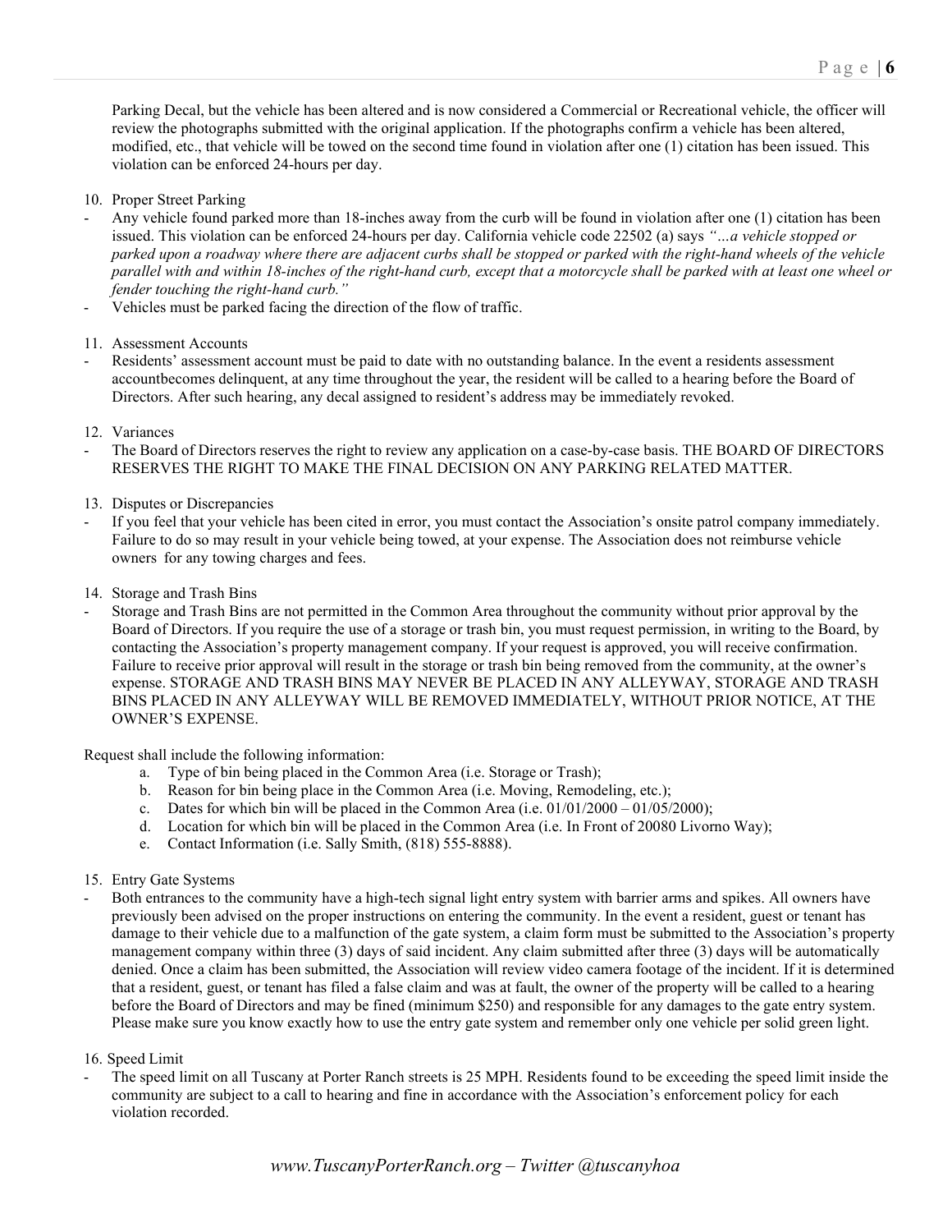Parking Decal, but the vehicle has been altered and is now considered a Commercial or Recreational vehicle, the officer will review the photographs submitted with the original application. If the photographs confirm a vehicle has been altered, modified, etc., that vehicle will be towed on the second time found in violation after one (1) citation has been issued. This violation can be enforced 24-hours per day.

10. Proper Street Parking

- Any vehicle found parked more than 18-inches away from the curb will be found in violation after one (1) citation has been issued. This violation can be enforced 24-hours per day. California vehicle code 22502 (a) says *"…a vehicle stopped or parked upon a roadway where there are adjacent curbs shall be stopped or parked with the right-hand wheels of the vehicle parallel with and within 18-inches of the right-hand curb, except that a motorcycle shall be parked with at least one wheel or fender touching the right-hand curb."*
- Vehicles must be parked facing the direction of the flow of traffic.

11. Assessment Accounts

- Residents' assessment account must be paid to date with no outstanding balance. In the event a residents assessment accountbecomes delinquent, at any time throughout the year, the resident will be called to a hearing before the Board of Directors. After such hearing, any decal assigned to resident's address may be immediately revoked.

12. Variances

- The Board of Directors reserves the right to review any application on a case-by-case basis. THE BOARD OF DIRECTORS RESERVES THE RIGHT TO MAKE THE FINAL DECISION ON ANY PARKING RELATED MATTER.

13. Disputes or Discrepancies

- If you feel that your vehicle has been cited in error, you must contact the Association's onsite patrol company immediately. Failure to do so may result in your vehicle being towed, at your expense. The Association does not reimburse vehicle owners for any towing charges and fees.

14. Storage and Trash Bins

- Storage and Trash Bins are not permitted in the Common Area throughout the community without prior approval by the Board of Directors. If you require the use of a storage or trash bin, you must request permission, in writing to the Board, by contacting the Association's property management company. If your request is approved, you will receive confirmation. Failure to receive prior approval will result in the storage or trash bin being removed from the community, at the owner's expense. STORAGE AND TRASH BINS MAY NEVER BE PLACED IN ANY ALLEYWAY, STORAGE AND TRASH BINS PLACED IN ANY ALLEYWAY WILL BE REMOVED IMMEDIATELY, WITHOUT PRIOR NOTICE, AT THE OWNER'S EXPENSE.

Request shall include the following information:

a. Type of bin being placed in the Common Area (i.e. Storage or Trash);
b. Reason for bin being place in the Common Area (i.e. Moving, Remodeling, etc.);
c. Dates for which bin will be placed in the Common Area (i.e. 01/01/2000 – 01/05/2000);
d. Location for which bin will be placed in the Common Area (i.e. In Front of 20080 Livorno Way);
e. Contact Information (i.e. Sally Smith, (818) 555-8888).

15. Entry Gate Systems

- Both entrances to the community have a high-tech signal light entry system with barrier arms and spikes. All owners have previously been advised on the proper instructions on entering the community. In the event a resident, guest or tenant has damage to their vehicle due to a malfunction of the gate system, a claim form must be submitted to the Association's property management company within three (3) days of said incident. Any claim submitted after three (3) days will be automatically denied. Once a claim has been submitted, the Association will review video camera footage of the incident. If it is determined that a resident, guest, or tenant has filed a false claim and was at fault, the owner of the property will be called to a hearing before the Board of Directors and may be fined (minimum $250) and responsible for any damages to the gate entry system. Please make sure you know exactly how to use the entry gate system and remember only one vehicle per solid green light.

16. Speed Limit

- The speed limit on all Tuscany at Porter Ranch streets is 25 MPH. Residents found to be exceeding the speed limit inside the community are subject to a call to hearing and fine in accordance with the Association's enforcement policy for each violation recorded.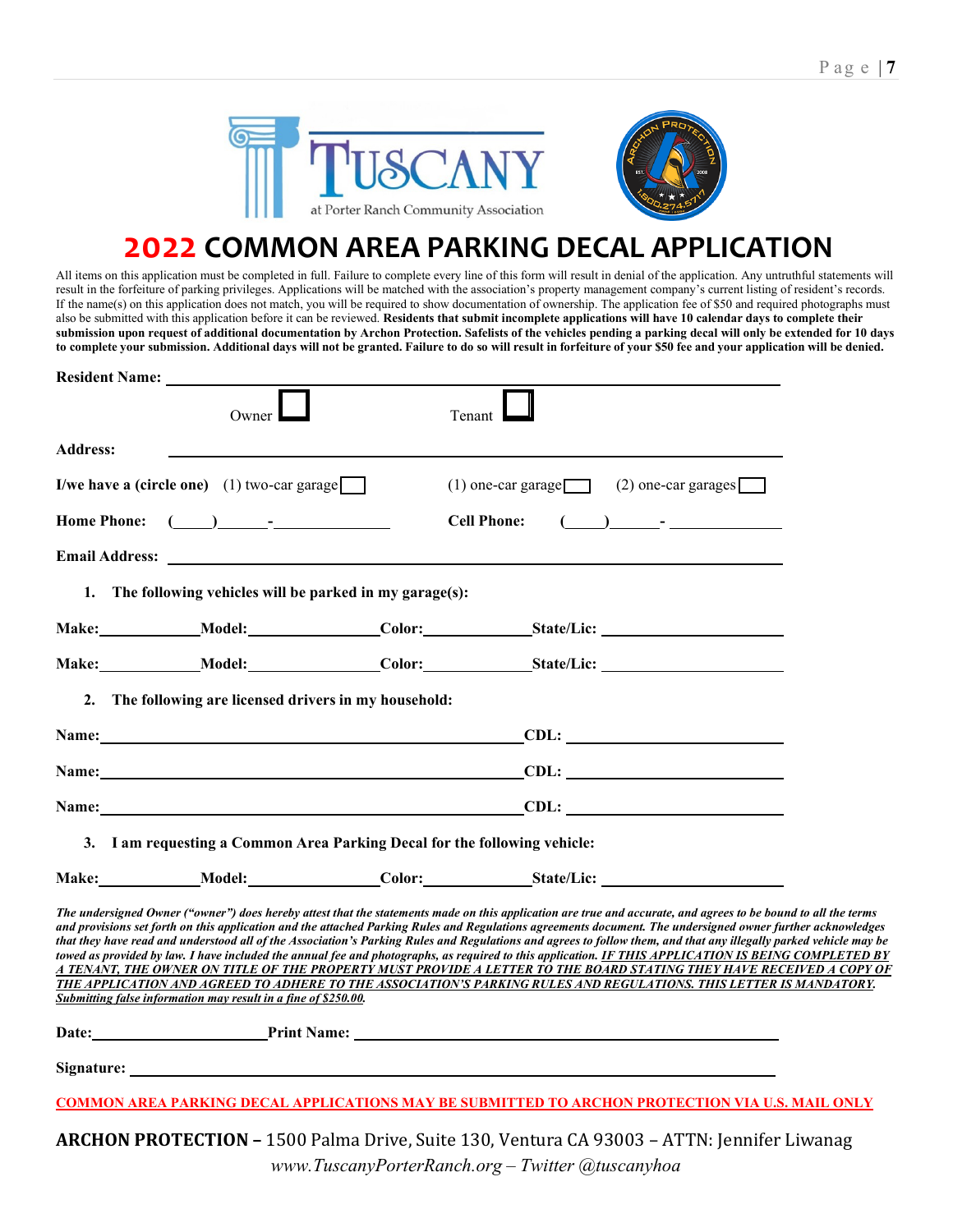# 2022 COMMON AREA PARKING DECAL APPLICATION

All items on this application must be completed in full. Failure to complete every line of this form will result in denial of the application. Any untruthful statements will result in the forfeiture of parking privileges. Applications will be matched with the association's property management company's current listing of resident's records. If the name(s) on this application does not match, you will be required to show documentation of ownership. The application fee of $50 and required photographs must also be submitted with this application before it can be reviewed. **Residents that submit incomplete applications will have 10 calendar days to complete their submission upon request of additional documentation by Archon Protection. Safelists of the vehicles pending a parking decal will only be extended for 10 days to complete your submission. Additional days will not be granted. Failure to do so will result in forfeiture of your $50 fee and your application will be denied.**

**Resident Name:** ____________________________________________

Owner ☐ Tenant ☐

**Address:** ____________________________________________

**I/we have a (circle one)** (1) two-car garage ☐ (1) one-car garage ☐ (2) one-car garages ☐

**Home Phone:** (____)______-____________ **Cell Phone:** (____)______-____________

**Email Address:** ____________________________________________

1. **The following vehicles will be parked in my garage(s):**

**Make:**__________ **Model:**____________ **Color:**__________ **State/Lic:** ______________

**Make:**__________ **Model:**____________ **Color:**__________ **State/Lic:** ______________

2. **The following are licensed drivers in my household:**

**Name:**______________________________________ **CDL:** ______________

**Name:**______________________________________ **CDL:** ______________

**Name:**______________________________________ **CDL:** ______________

3. **I am requesting a Common Area Parking Decal for the following vehicle:**

**Make:**__________ **Model:**____________ **Color:**__________ **State/Lic:** ______________

***The undersigned Owner ("owner") does hereby attest that the statements made on this application are true and accurate, and agrees to be bound to all the terms and provisions set forth on this application and the attached Parking Rules and Regulations agreements document. The undersigned owner further acknowledges that they have read and understood all of the Association's Parking Rules and Regulations and agrees to follow them, and that any illegally parked vehicle may be towed as provided by law. I have included the annual fee and photographs, as required to this application. <u>IF THIS APPLICATION IS BEING COMPLETED BY A TENANT, THE OWNER ON TITLE OF THE PROPERTY MUST PROVIDE A LETTER TO THE BOARD STATING THEY HAVE RECEIVED A COPY OF THE APPLICATION AND AGREED TO ADHERE TO THE ASSOCIATION'S PARKING RULES AND REGULATIONS. THIS LETTER IS MANDATORY. Submitting false information may result in a fine of $250.00.</u>***

**Date:**________________ **Print Name:** ______________________________________

**Signature:** ______________________________________________

**<u>COMMON AREA PARKING DECAL APPLICATIONS MAY BE SUBMITTED TO ARCHON PROTECTION VIA U.S. MAIL ONLY</u>**

**ARCHON PROTECTION –** 1500 Palma Drive, Suite 130, Ventura CA 93003 – ATTN: Jennifer Liwanag

*www.TuscanyPorterRanch.org – Twitter @tuscanyhoa*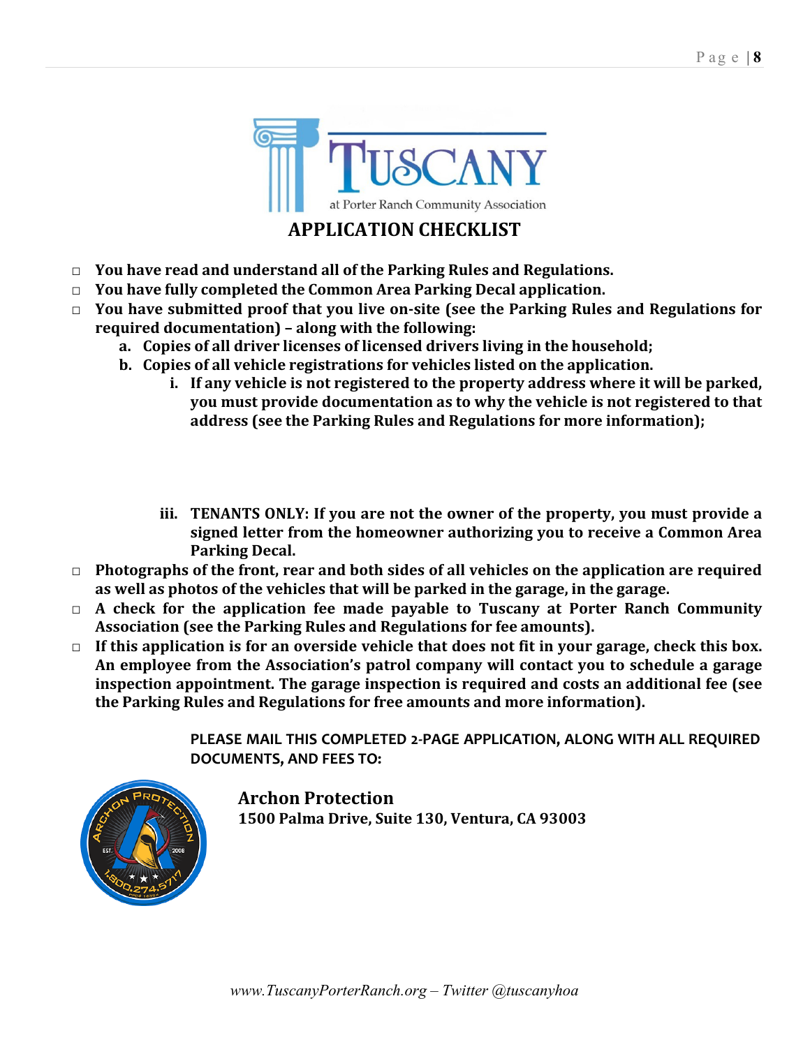# APPLICATION CHECKLIST

- ☐ **You have read and understand all of the Parking Rules and Regulations.**
- ☐ **You have fully completed the Common Area Parking Decal application.**
- ☐ **You have submitted proof that you live on-site (see the Parking Rules and Regulations for required documentation) – along with the following:**
  - **a. Copies of all driver licenses of licensed drivers living in the household;**
  - **b. Copies of all vehicle registrations for vehicles listed on the application.**
    - **i. If any vehicle is not registered to the property address where it will be parked, you must provide documentation as to why the vehicle is not registered to that address (see the Parking Rules and Regulations for more information);**
    - **iii. TENANTS ONLY: If you are not the owner of the property, you must provide a signed letter from the homeowner authorizing you to receive a Common Area Parking Decal.**
- ☐ **Photographs of the front, rear and both sides of all vehicles on the application are required as well as photos of the vehicles that will be parked in the garage, in the garage.**
- ☐ **A check for the application fee made payable to Tuscany at Porter Ranch Community Association (see the Parking Rules and Regulations for fee amounts).**
- ☐ **If this application is for an overside vehicle that does not fit in your garage, check this box. An employee from the Association's patrol company will contact you to schedule a garage inspection appointment. The garage inspection is required and costs an additional fee (see the Parking Rules and Regulations for free amounts and more information).**

**PLEASE MAIL THIS COMPLETED 2-PAGE APPLICATION, ALONG WITH ALL REQUIRED DOCUMENTS, AND FEES TO:**

**Archon Protection**
**1500 Palma Drive, Suite 130, Ventura, CA 93003**

*www.TuscanyPorterRanch.org – Twitter @tuscanyhoa*